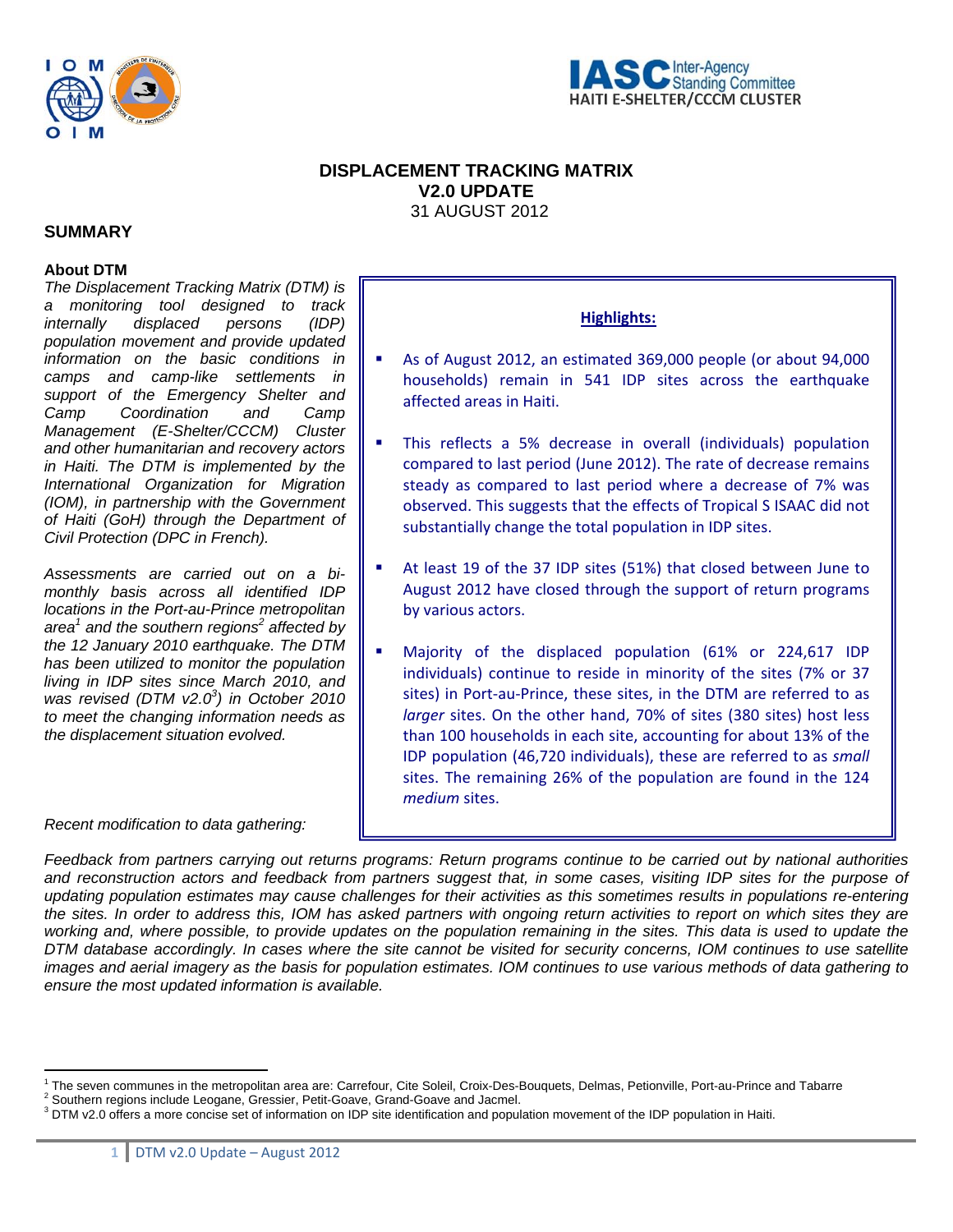IASC Inter-Agency Standing Committee
HAITI E-SHELTER/CCCM CLUSTER

# DISPLACEMENT TRACKING MATRIX
## V2.0 UPDATE
31 AUGUST 2012

## SUMMARY

### About DTM

*The Displacement Tracking Matrix (DTM) is a monitoring tool designed to track internally displaced persons (IDP) population movement and provide updated information on the basic conditions in camps and camp-like settlements in support of the Emergency Shelter and Camp Coordination and Camp Management (E-Shelter/CCCM) Cluster and other humanitarian and recovery actors in Haiti. The DTM is implemented by the International Organization for Migration (IOM), in partnership with the Government of Haiti (GoH) through the Department of Civil Protection (DPC in French).*

*Assessments are carried out on a bi-monthly basis across all identified IDP locations in the Port-au-Prince metropolitan area[1] and the southern regions[2] affected by the 12 January 2010 earthquake. The DTM has been utilized to monitor the population living in IDP sites since March 2010, and was revised (DTM v2.0[3]) in October 2010 to meet the changing information needs as the displacement situation evolved.*

**Highlights:**

- As of August 2012, an estimated 369,000 people (or about 94,000 households) remain in 541 IDP sites across the earthquake affected areas in Haiti.
- This reflects a 5% decrease in overall (individuals) population compared to last period (June 2012). The rate of decrease remains steady as compared to last period where a decrease of 7% was observed. This suggests that the effects of Tropical S ISAAC did not substantially change the total population in IDP sites.
- At least 19 of the 37 IDP sites (51%) that closed between June to August 2012 have closed through the support of return programs by various actors.
- Majority of the displaced population (61% or 224,617 IDP individuals) continue to reside in minority of the sites (7% or 37 sites) in Port-au-Prince, these sites, in the DTM are referred to as *larger* sites. On the other hand, 70% of sites (380 sites) host less than 100 households in each site, accounting for about 13% of the IDP population (46,720 individuals), these are referred to as *small* sites. The remaining 26% of the population are found in the 124 *medium* sites.

*Recent modification to data gathering:*

*Feedback from partners carrying out returns programs: Return programs continue to be carried out by national authorities and reconstruction actors and feedback from partners suggest that, in some cases, visiting IDP sites for the purpose of updating population estimates may cause challenges for their activities as this sometimes results in populations re-entering the sites. In order to address this, IOM has asked partners with ongoing return activities to report on which sites they are working and, where possible, to provide updates on the population remaining in the sites. This data is used to update the DTM database accordingly. In cases where the site cannot be visited for security concerns, IOM continues to use satellite images and aerial imagery as the basis for population estimates. IOM continues to use various methods of data gathering to ensure the most updated information is available.*

---

[1] The seven communes in the metropolitan area are: Carrefour, Cite Soleil, Croix-Des-Bouquets, Delmas, Petionville, Port-au-Prince and Tabarre
[2] Southern regions include Leogane, Gressier, Petit-Goave, Grand-Goave and Jacmel.
[3] DTM v2.0 offers a more concise set of information on IDP site identification and population movement of the IDP population in Haiti.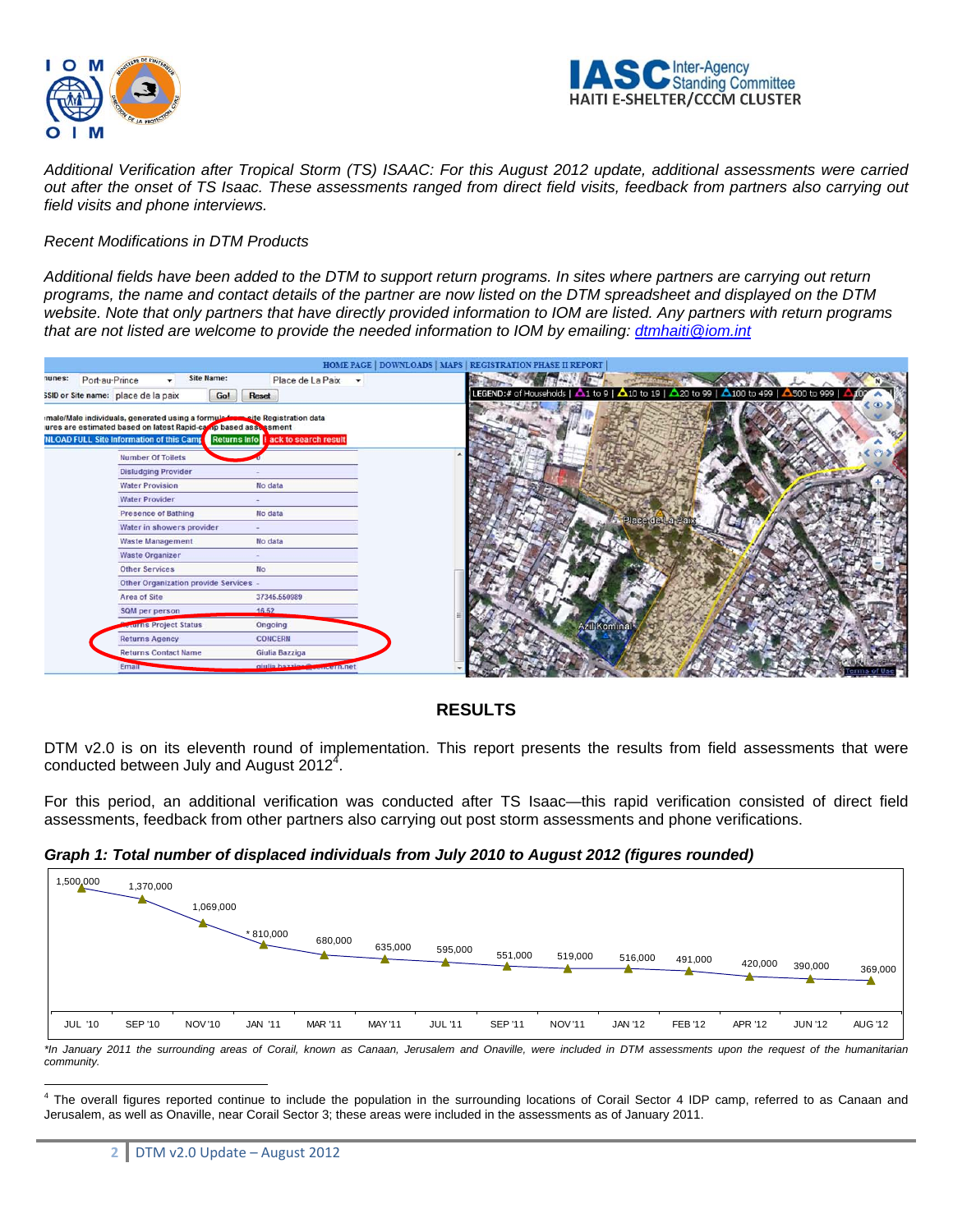*Additional Verification after Tropical Storm (TS) ISAAC: For this August 2012 update, additional assessments were carried out after the onset of TS Isaac. These assessments ranged from direct field visits, feedback from partners also carrying out field visits and phone interviews.*

*Recent Modifications in DTM Products*

*Additional fields have been added to the DTM to support return programs. In sites where partners are carrying out return programs, the name and contact details of the partner are now listed on the DTM spreadsheet and displayed on the DTM website. Note that only partners that have directly provided information to IOM are listed. Any partners with return programs that are not listed are welcome to provide the needed information to IOM by emailing: dtmhaiti@iom.int*

## RESULTS

DTM v2.0 is on its eleventh round of implementation. This report presents the results from field assessments that were conducted between July and August 2012[4].

For this period, an additional verification was conducted after TS Isaac—this rapid verification consisted of direct field assessments, feedback from other partners also carrying out post storm assessments and phone verifications.

***Graph 1: Total number of displaced individuals from July 2010 to August 2012 (figures rounded)***

| JUL '10 | SEP '10 | NOV'10 | JAN '11 | MAR '11 | MAY'11 | JUL '11 | SEP '11 | NOV'11 | JAN '12 | FEB '12 | APR '12 | JUN '12 | AUG '12 |
|---|---|---|---|---|---|---|---|---|---|---|---|---|---|
| 1,500,000 | 1,370,000 | 1,069,000 | * 810,000 | 680,000 | 635,000 | 595,000 | 551,000 | 519,000 | 516,000 | 491,000 | 420,000 | 390,000 | 369,000 |

*\*In January 2011 the surrounding areas of Corail, known as Canaan, Jerusalem and Onaville, were included in DTM assessments upon the request of the humanitarian community.*

[4] The overall figures reported continue to include the population in the surrounding locations of Corail Sector 4 IDP camp, referred to as Canaan and Jerusalem, as well as Onaville, near Corail Sector 3; these areas were included in the assessments as of January 2011.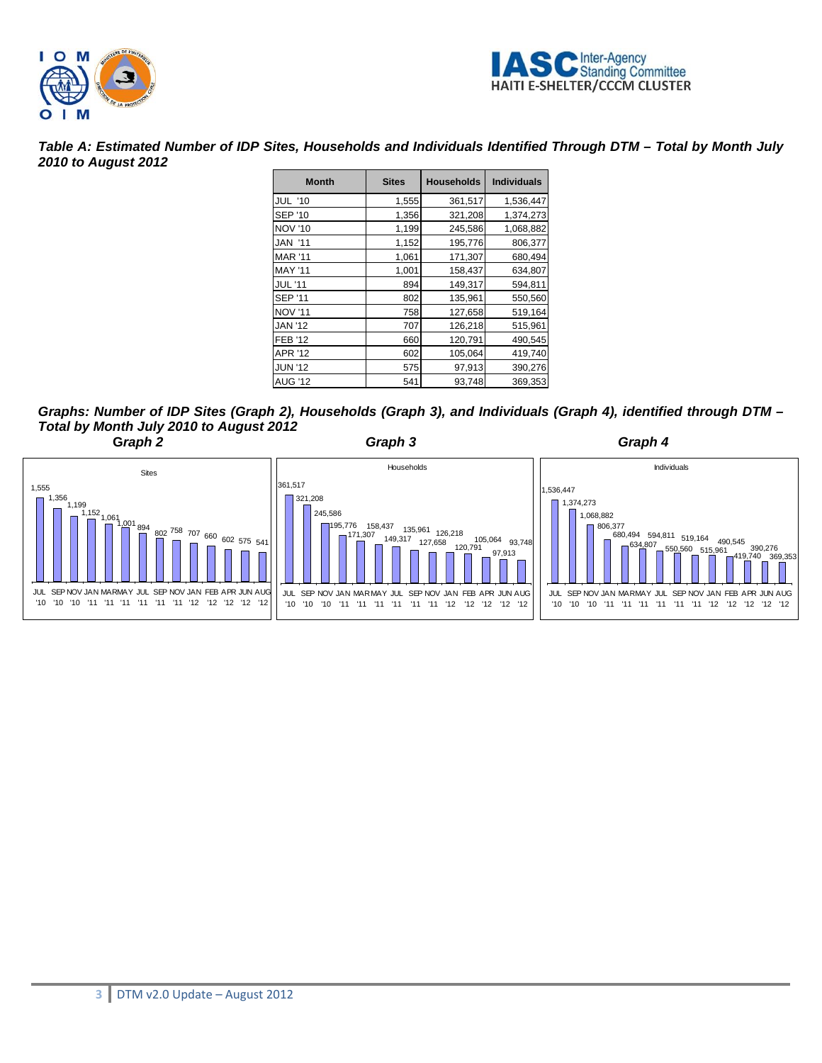***Table A: Estimated Number of IDP Sites, Households and Individuals Identified Through DTM – Total by Month July 2010 to August 2012***

| Month | Sites | Households | Individuals |
|---|---|---|---|
| JUL '10 | 1,555 | 361,517 | 1,536,447 |
| SEP '10 | 1,356 | 321,208 | 1,374,273 |
| NOV '10 | 1,199 | 245,586 | 1,068,882 |
| JAN '11 | 1,152 | 195,776 | 806,377 |
| MAR '11 | 1,061 | 171,307 | 680,494 |
| MAY '11 | 1,001 | 158,437 | 634,807 |
| JUL '11 | 894 | 149,317 | 594,811 |
| SEP '11 | 802 | 135,961 | 550,560 |
| NOV '11 | 758 | 127,658 | 519,164 |
| JAN '12 | 707 | 126,218 | 515,961 |
| FEB '12 | 660 | 120,791 | 490,545 |
| APR '12 | 602 | 105,064 | 419,740 |
| JUN '12 | 575 | 97,913 | 390,276 |
| AUG '12 | 541 | 93,748 | 369,353 |

***Graphs: Number of IDP Sites (Graph 2), Households (Graph 3), and Individuals (Graph 4), identified through DTM – Total by Month July 2010 to August 2012***

***Graph 2***

***Graph 3***

***Graph 4***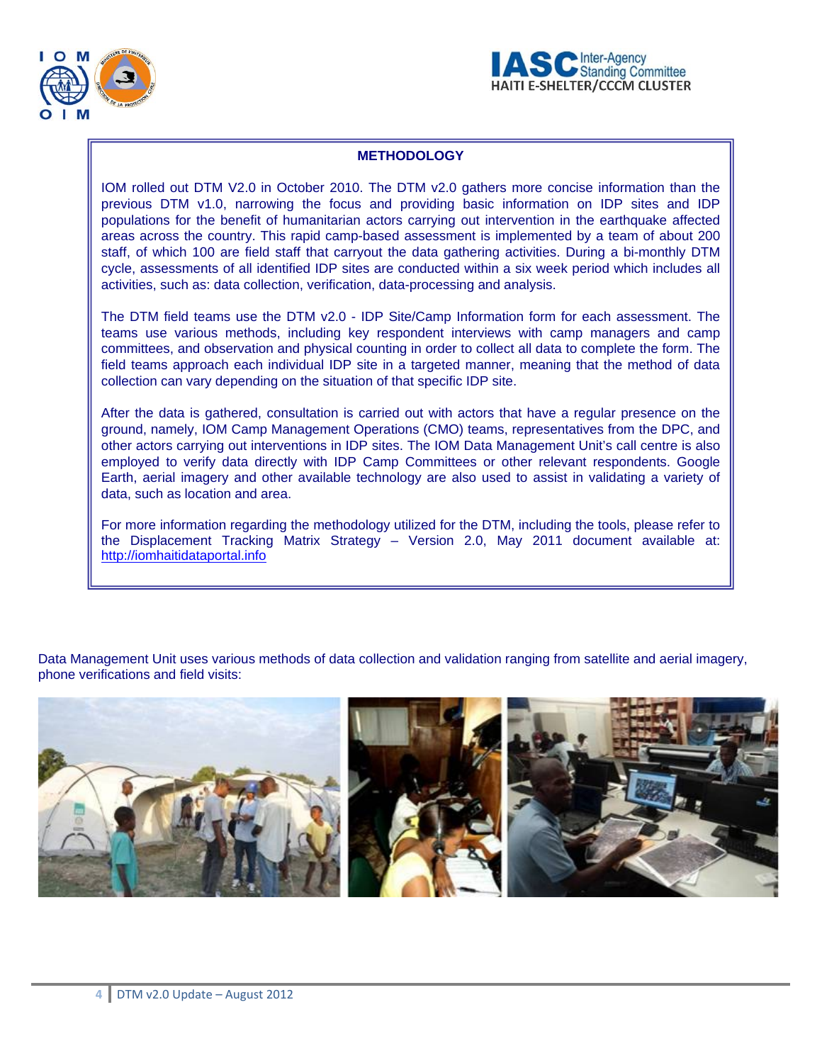## METHODOLOGY

IOM rolled out DTM V2.0 in October 2010. The DTM v2.0 gathers more concise information than the previous DTM v1.0, narrowing the focus and providing basic information on IDP sites and IDP populations for the benefit of humanitarian actors carrying out intervention in the earthquake affected areas across the country. This rapid camp-based assessment is implemented by a team of about 200 staff, of which 100 are field staff that carryout the data gathering activities. During a bi-monthly DTM cycle, assessments of all identified IDP sites are conducted within a six week period which includes all activities, such as: data collection, verification, data-processing and analysis.

The DTM field teams use the DTM v2.0 - IDP Site/Camp Information form for each assessment. The teams use various methods, including key respondent interviews with camp managers and camp committees, and observation and physical counting in order to collect all data to complete the form. The field teams approach each individual IDP site in a targeted manner, meaning that the method of data collection can vary depending on the situation of that specific IDP site.

After the data is gathered, consultation is carried out with actors that have a regular presence on the ground, namely, IOM Camp Management Operations (CMO) teams, representatives from the DPC, and other actors carrying out interventions in IDP sites. The IOM Data Management Unit's call centre is also employed to verify data directly with IDP Camp Committees or other relevant respondents. Google Earth, aerial imagery and other available technology are also used to assist in validating a variety of data, such as location and area.

For more information regarding the methodology utilized for the DTM, including the tools, please refer to the Displacement Tracking Matrix Strategy – Version 2.0, May 2011 document available at: http://iomhaitidataportal.info

Data Management Unit uses various methods of data collection and validation ranging from satellite and aerial imagery, phone verifications and field visits: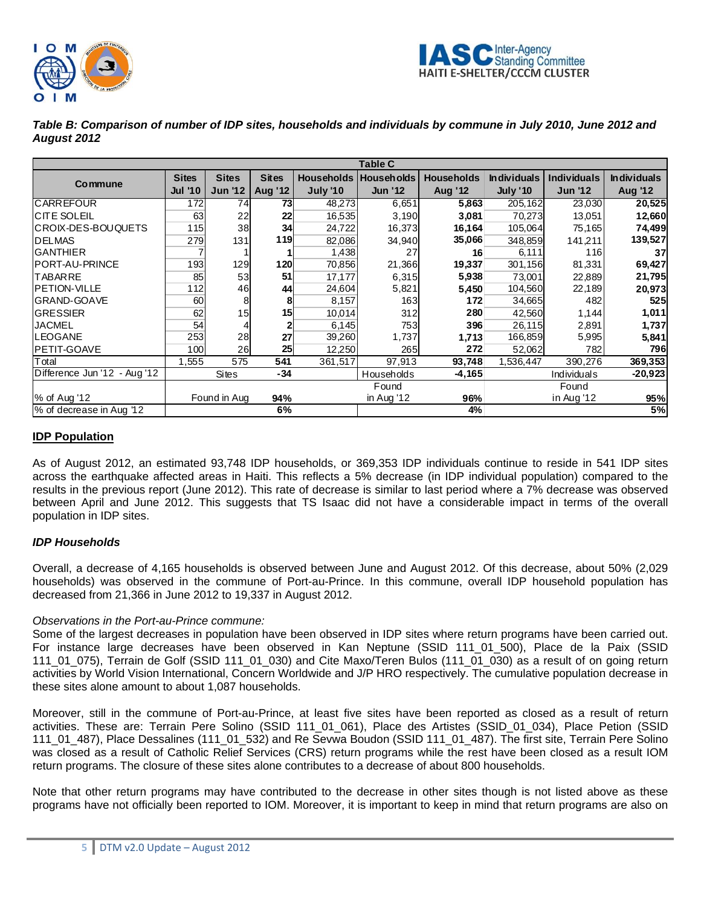***Table B: Comparison of number of IDP sites, households and individuals by commune in July 2010, June 2012 and August 2012***

| Table C | | | | | | | | | |
|---|---|---|---|---|---|---|---|---|---|
| **Commune** | **Sites Jul '10** | **Sites Jun '12** | **Sites Aug '12** | **Households July '10** | **Households Jun '12** | **Households Aug '12** | **Individuals July '10** | **Individuals Jun '12** | **Individuals Aug '12** |
| CARREFOUR | 172 | 74 | **73** | 48,273 | 6,651 | **5,863** | 205,162 | 23,030 | **20,525** |
| CITE SOLEIL | 63 | 22 | **22** | 16,535 | 3,190 | **3,081** | 70,273 | 13,051 | **12,660** |
| CROIX-DES-BOUQUETS | 115 | 38 | **34** | 24,722 | 16,373 | **16,164** | 105,064 | 75,165 | **74,499** |
| DELMAS | 279 | 131 | **119** | 82,086 | 34,940 | **35,066** | 348,859 | 141,211 | **139,527** |
| GANTHIER | 7 | 1 | **1** | 1,438 | 27 | **16** | 6,111 | 116 | **37** |
| PORT-AU-PRINCE | 193 | 129 | **120** | 70,856 | 21,366 | **19,337** | 301,156 | 81,331 | **69,427** |
| TABARRE | 85 | 53 | **51** | 17,177 | 6,315 | **5,938** | 73,001 | 22,889 | **21,795** |
| PETION-VILLE | 112 | 46 | **44** | 24,604 | 5,821 | **5,450** | 104,560 | 22,189 | **20,973** |
| GRAND-GOAVE | 60 | 8 | **8** | 8,157 | 163 | **172** | 34,665 | 482 | **525** |
| GRESSIER | 62 | 15 | **15** | 10,014 | 312 | **280** | 42,560 | 1,144 | **1,011** |
| JACMEL | 54 | 4 | **2** | 6,145 | 753 | **396** | 26,115 | 2,891 | **1,737** |
| LEOGANE | 253 | 28 | **27** | 39,260 | 1,737 | **1,713** | 166,859 | 5,995 | **5,841** |
| PETIT-GOAVE | 100 | 26 | **25** | 12,250 | 265 | **272** | 52,062 | 782 | **796** |
| Total | 1,555 | 575 | **541** | 361,517 | 97,913 | **93,748** | 1,536,447 | 390,276 | **369,353** |
| Difference Jun '12 - Aug '12 | Sites | | **-34** | | Households | **-4,165** | | Individuals | **-20,923** |
| % of Aug '12 | Found in Aug | | **94%** | | Found in Aug '12 | **96%** | | Found in Aug '12 | **95%** |
| % of decrease in Aug '12 | | | **6%** | | | **4%** | | | **5%** |

## IDP Population

As of August 2012, an estimated 93,748 IDP households, or 369,353 IDP individuals continue to reside in 541 IDP sites across the earthquake affected areas in Haiti. This reflects a 5% decrease (in IDP individual population) compared to the results in the previous report (June 2012). This rate of decrease is similar to last period where a 7% decrease was observed between April and June 2012. This suggests that TS Isaac did not have a considerable impact in terms of the overall population in IDP sites.

### *IDP Households*

Overall, a decrease of 4,165 households is observed between June and August 2012. Of this decrease, about 50% (2,029 households) was observed in the commune of Port-au-Prince. In this commune, overall IDP household population has decreased from 21,366 in June 2012 to 19,337 in August 2012.

*Observations in the Port-au-Prince commune:*

Some of the largest decreases in population have been observed in IDP sites where return programs have been carried out. For instance large decreases have been observed in Kan Neptune (SSID 111_01_500), Place de la Paix (SSID 111_01_075), Terrain de Golf (SSID 111_01_030) and Cite Maxo/Teren Bulos (111_01_030) as a result of on going return activities by World Vision International, Concern Worldwide and J/P HRO respectively. The cumulative population decrease in these sites alone amount to about 1,087 households.

Moreover, still in the commune of Port-au-Prince, at least five sites have been reported as closed as a result of return activities. These are: Terrain Pere Solino (SSID 111_01_061), Place des Artistes (SSID_01_034), Place Petion (SSID 111_01_487), Place Dessalines (111_01_532) and Re Sevwa Boudon (SSID 111_01_487). The first site, Terrain Pere Solino was closed as a result of Catholic Relief Services (CRS) return programs while the rest have been closed as a result IOM return programs. The closure of these sites alone contributes to a decrease of about 800 households.

Note that other return programs may have contributed to the decrease in other sites though is not listed above as these programs have not officially been reported to IOM. Moreover, it is important to keep in mind that return programs are also on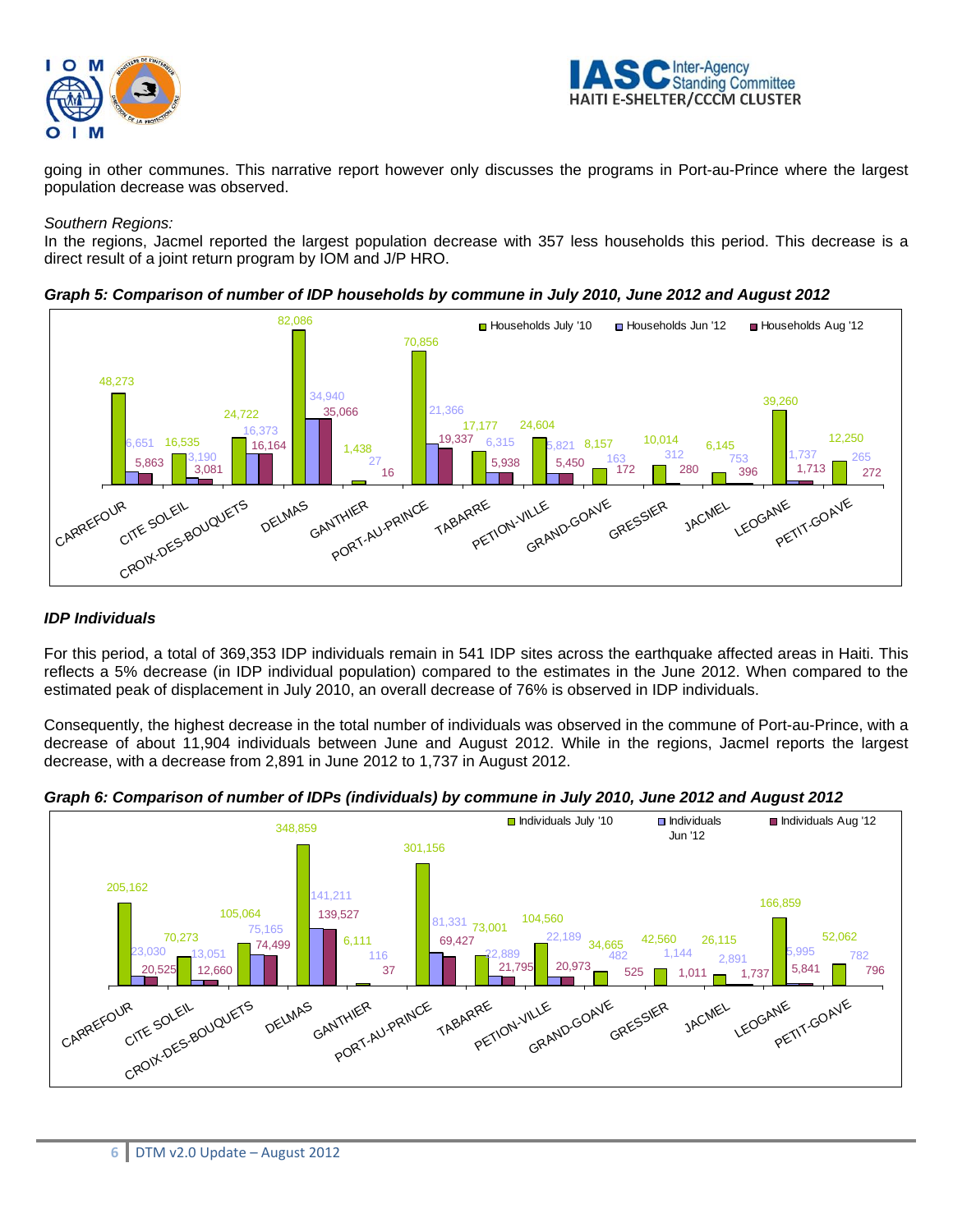going in other communes. This narrative report however only discusses the programs in Port-au-Prince where the largest population decrease was observed.

*Southern Regions:*
In the regions, Jacmel reported the largest population decrease with 357 less households this period. This decrease is a direct result of a joint return program by IOM and J/P HRO.

***Graph 5: Comparison of number of IDP households by commune in July 2010, June 2012 and August 2012***

| Commune | Households July '10 | Households Jun '12 | Households Aug '12 |
|---|---|---|---|
| CARREFOUR | 48,273 | 6,651 | 5,863 |
| CITE SOLEIL | 16,535 | 3,190 | 3,081 |
| CROIX-DES-BOUQUETS | 24,722 | 16,373 | 16,164 |
| DELMAS | 82,086 | 34,940 | 35,066 |
| GANTHIER | 1,438 | 27 | 16 |
| PORT-AU-PRINCE | 70,856 | 21,366 | 19,337 |
| TABARRE | 17,177 | 6,315 | 5,938 |
| PETION-VILLE | 24,604 | 5,821 | 5,450 |
| GRAND-GOAVE | 8,157 | 163 | 172 |
| GRESSIER | 10,014 | 312 | 280 |
| JACMEL | 6,145 | 753 | 396 |
| LEOGANE | 39,260 | 1,737 | 1,713 |
| PETIT-GOAVE | 12,250 | 265 | 272 |

***IDP Individuals***

For this period, a total of 369,353 IDP individuals remain in 541 IDP sites across the earthquake affected areas in Haiti. This reflects a 5% decrease (in IDP individual population) compared to the estimates in the June 2012. When compared to the estimated peak of displacement in July 2010, an overall decrease of 76% is observed in IDP individuals.

Consequently, the highest decrease in the total number of individuals was observed in the commune of Port-au-Prince, with a decrease of about 11,904 individuals between June and August 2012. While in the regions, Jacmel reports the largest decrease, with a decrease from 2,891 in June 2012 to 1,737 in August 2012.

***Graph 6: Comparison of number of IDPs (individuals) by commune in July 2010, June 2012 and August 2012***

| Commune | Individuals July '10 | Individuals Jun '12 | Individuals Aug '12 |
|---|---|---|---|
| CARREFOUR | 205,162 | 23,030 | 20,525 |
| CITE SOLEIL | 70,273 | 13,051 | 12,660 |
| CROIX-DES-BOUQUETS | 105,064 | 75,165 | 74,499 |
| DELMAS | 348,859 | 141,211 | 139,527 |
| GANTHIER | 6,111 | 116 | 37 |
| PORT-AU-PRINCE | 301,156 | 81,331 | 69,427 |
| TABARRE | 73,001 | 22,889 | 21,795 |
| PETION-VILLE | 104,560 | 22,189 | 20,973 |
| GRAND-GOAVE | 34,665 | 482 | 525 |
| GRESSIER | 42,560 | 1,144 | 1,011 |
| JACMEL | 26,115 | 2,891 | 1,737 |
| LEOGANE | 166,859 | 5,995 | 5,841 |
| PETIT-GOAVE | 52,062 | 782 | 796 |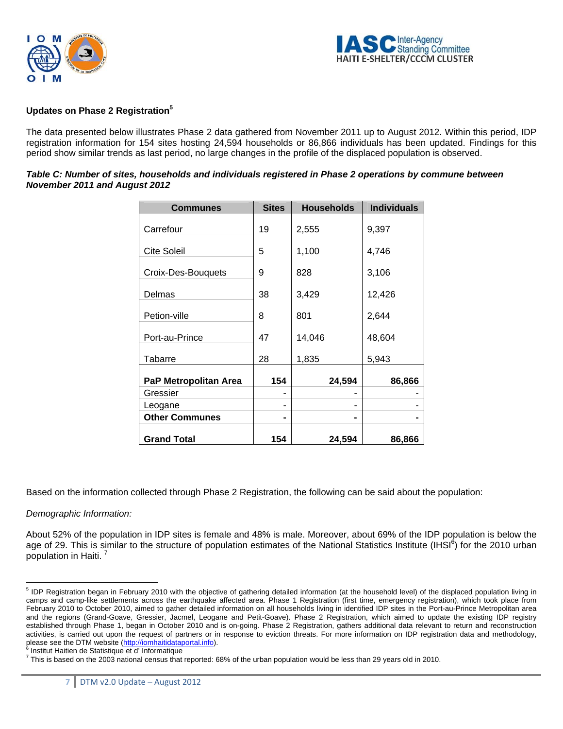**Updates on Phase 2 Registration**[5]

The data presented below illustrates Phase 2 data gathered from November 2011 up to August 2012. Within this period, IDP registration information for 154 sites hosting 24,594 households or 86,866 individuals has been updated. Findings for this period show similar trends as last period, no large changes in the profile of the displaced population is observed.

***Table C: Number of sites, households and individuals registered in Phase 2 operations by commune between November 2011 and August 2012***

| Communes | Sites | Households | Individuals |
|---|---|---|---|
| Carrefour | 19 | 2,555 | 9,397 |
| Cite Soleil | 5 | 1,100 | 4,746 |
| Croix-Des-Bouquets | 9 | 828 | 3,106 |
| Delmas | 38 | 3,429 | 12,426 |
| Petion-ville | 8 | 801 | 2,644 |
| Port-au-Prince | 47 | 14,046 | 48,604 |
| Tabarre | 28 | 1,835 | 5,943 |
| **PaP Metropolitan Area** | **154** | **24,594** | **86,866** |
| Gressier | - | - | - |
| Leogane | - | - | - |
| **Other Communes** | **-** | **-** | **-** |
| **Grand Total** | **154** | **24,594** | **86,866** |

Based on the information collected through Phase 2 Registration, the following can be said about the population:

*Demographic Information:*

About 52% of the population in IDP sites is female and 48% is male. Moreover, about 69% of the IDP population is below the age of 29. This is similar to the structure of population estimates of the National Statistics Institute (IHSI[6]) for the 2010 urban population in Haiti. [7]

---

[5] IDP Registration began in February 2010 with the objective of gathering detailed information (at the household level) of the displaced population living in camps and camp-like settlements across the earthquake affected area. Phase 1 Registration (first time, emergency registration), which took place from February 2010 to October 2010, aimed to gather detailed information on all households living in identified IDP sites in the Port-au-Prince Metropolitan area and the regions (Grand-Goave, Gressier, Jacmel, Leogane and Petit-Goave). Phase 2 Registration, which aimed to update the existing IDP registry established through Phase 1, began in October 2010 and is on-going. Phase 2 Registration, gathers additional data relevant to return and reconstruction activities, is carried out upon the request of partners or in response to eviction threats. For more information on IDP registration data and methodology, please see the DTM website (http://iomhaitidataportal.info).

[6] Institut Haitien de Statistique et d' Informatique

[7] This is based on the 2003 national census that reported: 68% of the urban population would be less than 29 years old in 2010.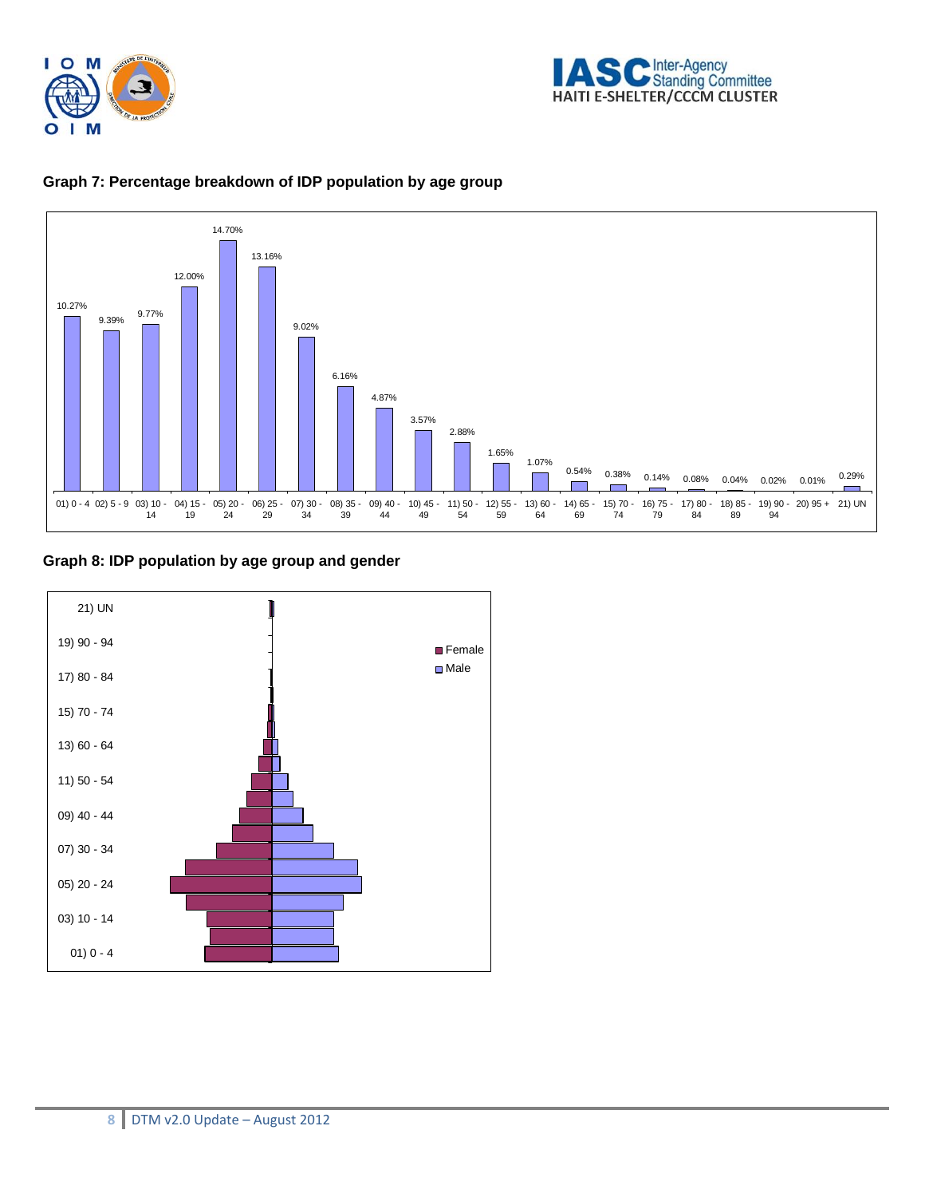**Graph 7: Percentage breakdown of IDP population by age group**

| Age group | Percentage |
|---|---|
| 01) 0 - 4 | 10.27% |
| 02) 5 - 9 | 9.39% |
| 03) 10 - 14 | 9.77% |
| 04) 15 - 19 | 12.00% |
| 05) 20 - 24 | 14.70% |
| 06) 25 - 29 | 13.16% |
| 07) 30 - 34 | 9.02% |
| 08) 35 - 39 | 6.16% |
| 09) 40 - 44 | 4.87% |
| 10) 45 - 49 | 3.57% |
| 11) 50 - 54 | 2.88% |
| 12) 55 - 59 | 1.65% |
| 13) 60 - 64 | 1.07% |
| 14) 65 - 69 | 0.54% |
| 15) 70 - 74 | 0.38% |
| 16) 75 - 79 | 0.14% |
| 17) 80 - 84 | 0.08% |
| 18) 85 - 89 | 0.04% |
| 19) 90 - 94 | 0.02% |
| 20) 95 + | 0.01% |
| 21) UN | 0.29% |

**Graph 8: IDP population by age group and gender**

Legend: Female, Male

Age groups: 21) UN, 19) 90 - 94, 17) 80 - 84, 15) 70 - 74, 13) 60 - 64, 11) 50 - 54, 09) 40 - 44, 07) 30 - 34, 05) 20 - 24, 03) 10 - 14, 01) 0 - 4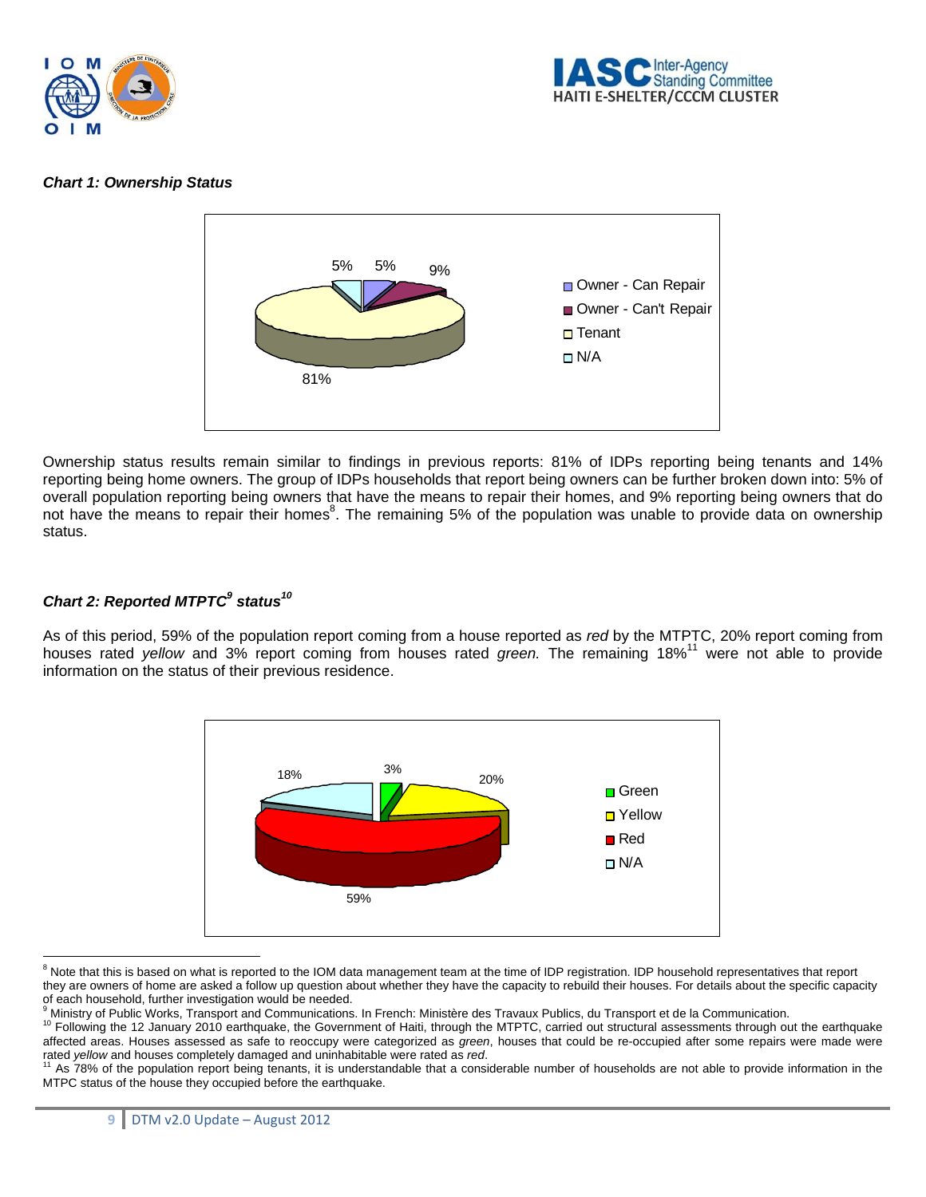***Chart 1: Ownership Status***

Ownership status results remain similar to findings in previous reports: 81% of IDPs reporting being tenants and 14% reporting being home owners. The group of IDPs households that report being owners can be further broken down into: 5% of overall population reporting being owners that have the means to repair their homes, and 9% reporting being owners that do not have the means to repair their homes[8]. The remaining 5% of the population was unable to provide data on ownership status.

***Chart 2: Reported MTPTC[9] status[10]***

As of this period, 59% of the population report coming from a house reported as *red* by the MTPTC, 20% report coming from houses rated *yellow* and 3% report coming from houses rated *green.* The remaining 18%[11] were not able to provide information on the status of their previous residence.

---

[8] Note that this is based on what is reported to the IOM data management team at the time of IDP registration. IDP household representatives that report they are owners of home are asked a follow up question about whether they have the capacity to rebuild their houses. For details about the specific capacity of each household, further investigation would be needed.

[9] Ministry of Public Works, Transport and Communications. In French: Ministère des Travaux Publics, du Transport et de la Communication.

[10] Following the 12 January 2010 earthquake, the Government of Haiti, through the MTPTC, carried out structural assessments through out the earthquake affected areas. Houses assessed as safe to reoccupy were categorized as *green*, houses that could be re-occupied after some repairs were made were rated *yellow* and houses completely damaged and uninhabitable were rated as *red*.

[11] As 78% of the population report being tenants, it is understandable that a considerable number of households are not able to provide information in the MTPC status of the house they occupied before the earthquake.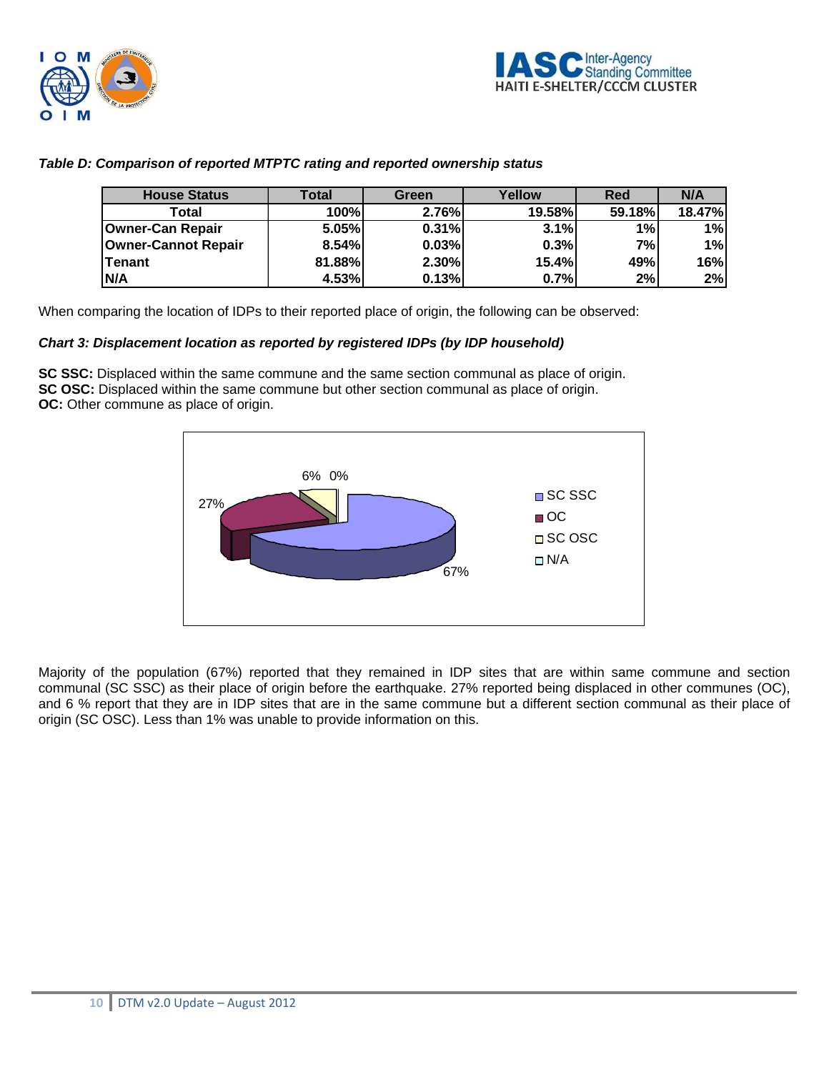*Table D: Comparison of reported MTPTC rating and reported ownership status*

| House Status | Total | Green | Yellow | Red | N/A |
|---|---|---|---|---|---|
| Total | 100% | 2.76% | 19.58% | 59.18% | 18.47% |
| Owner-Can Repair | 5.05% | 0.31% | 3.1% | 1% | 1% |
| Owner-Cannot Repair | 8.54% | 0.03% | 0.3% | 7% | 1% |
| Tenant | 81.88% | 2.30% | 15.4% | 49% | 16% |
| N/A | 4.53% | 0.13% | 0.7% | 2% | 2% |

When comparing the location of IDPs to their reported place of origin, the following can be observed:

*Chart 3: Displacement location as reported by registered IDPs (by IDP household)*

**SC SSC:** Displaced within the same commune and the same section communal as place of origin.
**SC OSC:** Displaced within the same commune but other section communal as place of origin.
**OC:** Other commune as place of origin.

Majority of the population (67%) reported that they remained in IDP sites that are within same commune and section communal (SC SSC) as their place of origin before the earthquake. 27% reported being displaced in other communes (OC), and 6 % report that they are in IDP sites that are in the same commune but a different section communal as their place of origin (SC OSC). Less than 1% was unable to provide information on this.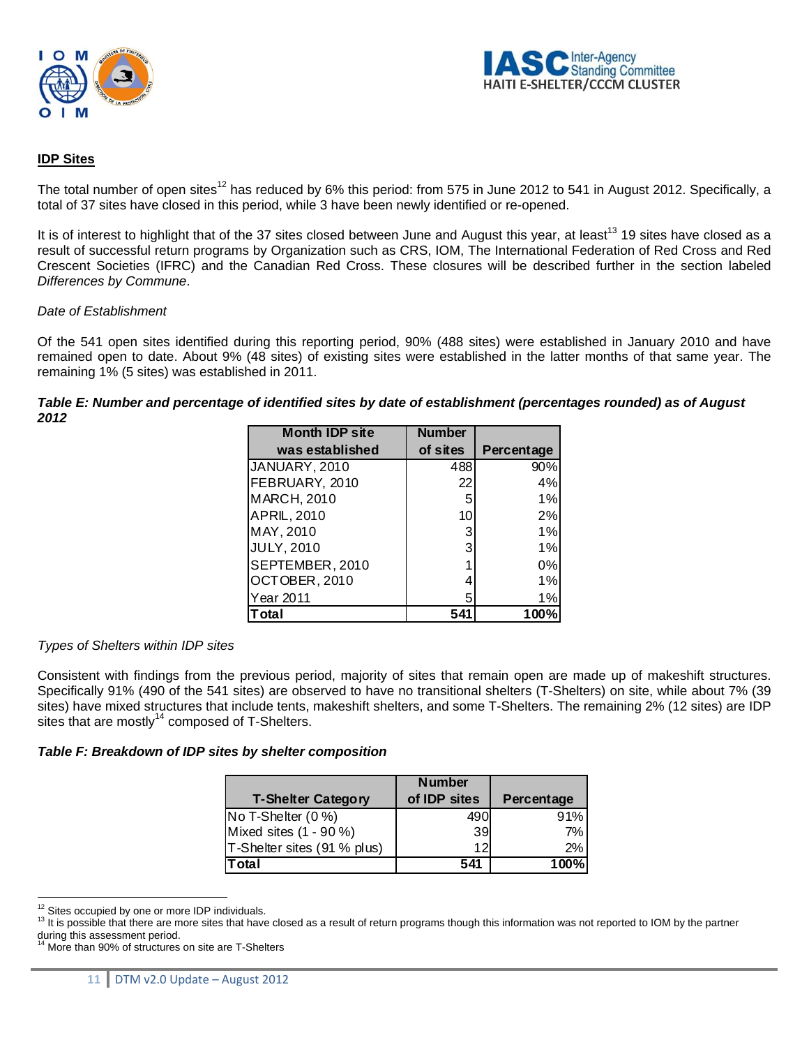## IDP Sites

The total number of open sites[12] has reduced by 6% this period: from 575 in June 2012 to 541 in August 2012. Specifically, a total of 37 sites have closed in this period, while 3 have been newly identified or re-opened.

It is of interest to highlight that of the 37 sites closed between June and August this year, at least[13] 19 sites have closed as a result of successful return programs by Organization such as CRS, IOM, The International Federation of Red Cross and Red Crescent Societies (IFRC) and the Canadian Red Cross. These closures will be described further in the section labeled *Differences by Commune*.

*Date of Establishment*

Of the 541 open sites identified during this reporting period, 90% (488 sites) were established in January 2010 and have remained open to date. About 9% (48 sites) of existing sites were established in the latter months of that same year. The remaining 1% (5 sites) was established in 2011.

***Table E: Number and percentage of identified sites by date of establishment (percentages rounded) as of August 2012***

| Month IDP site was established | Number of sites | Percentage |
|---|---|---|
| JANUARY, 2010 | 488 | 90% |
| FEBRUARY, 2010 | 22 | 4% |
| MARCH, 2010 | 5 | 1% |
| APRIL, 2010 | 10 | 2% |
| MAY, 2010 | 3 | 1% |
| JULY, 2010 | 3 | 1% |
| SEPTEMBER, 2010 | 1 | 0% |
| OCTOBER, 2010 | 4 | 1% |
| Year 2011 | 5 | 1% |
| **Total** | **541** | **100%** |

*Types of Shelters within IDP sites*

Consistent with findings from the previous period, majority of sites that remain open are made up of makeshift structures. Specifically 91% (490 of the 541 sites) are observed to have no transitional shelters (T-Shelters) on site, while about 7% (39 sites) have mixed structures that include tents, makeshift shelters, and some T-Shelters. The remaining 2% (12 sites) are IDP sites that are mostly[14] composed of T-Shelters.

***Table F: Breakdown of IDP sites by shelter composition***

| T-Shelter Category | Number of IDP sites | Percentage |
|---|---|---|
| No T-Shelter (0 %) | 490 | 91% |
| Mixed sites (1 - 90 %) | 39 | 7% |
| T-Shelter sites (91 % plus) | 12 | 2% |
| **Total** | **541** | **100%** |

[12] Sites occupied by one or more IDP individuals.

[13] It is possible that there are more sites that have closed as a result of return programs though this information was not reported to IOM by the partner during this assessment period.

[14] More than 90% of structures on site are T-Shelters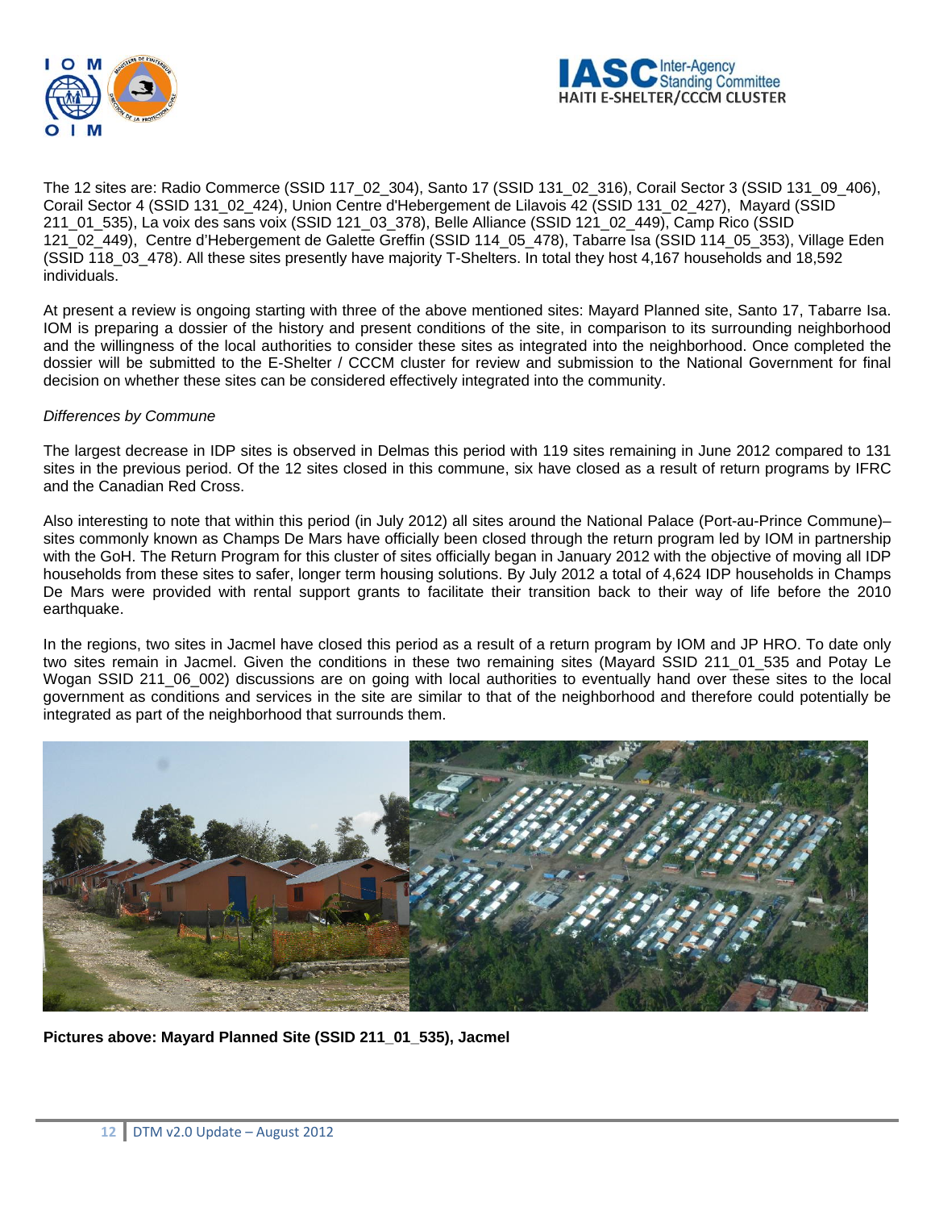The 12 sites are: Radio Commerce (SSID 117_02_304), Santo 17 (SSID 131_02_316), Corail Sector 3 (SSID 131_09_406), Corail Sector 4 (SSID 131_02_424), Union Centre d'Hebergement de Lilavois 42 (SSID 131_02_427), Mayard (SSID 211_01_535), La voix des sans voix (SSID 121_03_378), Belle Alliance (SSID 121_02_449), Camp Rico (SSID 121_02_449), Centre d'Hebergement de Galette Greffin (SSID 114_05_478), Tabarre Isa (SSID 114_05_353), Village Eden (SSID 118_03_478). All these sites presently have majority T-Shelters. In total they host 4,167 households and 18,592 individuals.

At present a review is ongoing starting with three of the above mentioned sites: Mayard Planned site, Santo 17, Tabarre Isa. IOM is preparing a dossier of the history and present conditions of the site, in comparison to its surrounding neighborhood and the willingness of the local authorities to consider these sites as integrated into the neighborhood. Once completed the dossier will be submitted to the E-Shelter / CCCM cluster for review and submission to the National Government for final decision on whether these sites can be considered effectively integrated into the community.

*Differences by Commune*

The largest decrease in IDP sites is observed in Delmas this period with 119 sites remaining in June 2012 compared to 131 sites in the previous period. Of the 12 sites closed in this commune, six have closed as a result of return programs by IFRC and the Canadian Red Cross.

Also interesting to note that within this period (in July 2012) all sites around the National Palace (Port-au-Prince Commune)– sites commonly known as Champs De Mars have officially been closed through the return program led by IOM in partnership with the GoH. The Return Program for this cluster of sites officially began in January 2012 with the objective of moving all IDP households from these sites to safer, longer term housing solutions. By July 2012 a total of 4,624 IDP households in Champs De Mars were provided with rental support grants to facilitate their transition back to their way of life before the 2010 earthquake.

In the regions, two sites in Jacmel have closed this period as a result of a return program by IOM and JP HRO. To date only two sites remain in Jacmel. Given the conditions in these two remaining sites (Mayard SSID 211_01_535 and Potay Le Wogan SSID 211_06_002) discussions are on going with local authorities to eventually hand over these sites to the local government as conditions and services in the site are similar to that of the neighborhood and therefore could potentially be integrated as part of the neighborhood that surrounds them.

**Pictures above: Mayard Planned Site (SSID 211_01_535), Jacmel**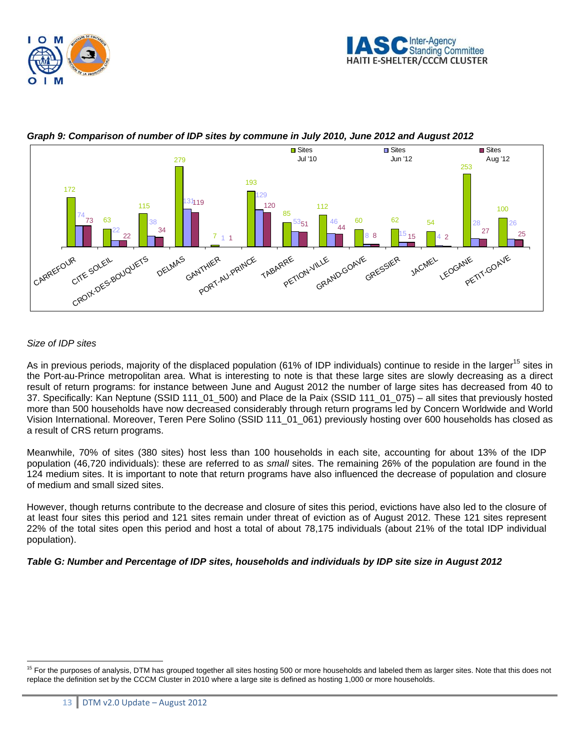***Graph 9: Comparison of number of IDP sites by commune in July 2010, June 2012 and August 2012***

| Commune | Sites Jul '10 | Sites Jun '12 | Sites Aug '12 |
|---|---|---|---|
| CARREFOUR | 172 | 74 | 73 |
| CITE SOLEIL | 63 | 22 | 22 |
| CROIX-DES-BOUQUETS | 115 | 38 | 34 |
| DELMAS | 279 | 131 | 119 |
| GANTHIER | 7 | 1 | 1 |
| PORT-AU-PRINCE | 193 | 129 | 120 |
| TABARRE | 85 | 53 | 51 |
| PETION-VILLE | 112 | 46 | 44 |
| GRAND-GOAVE | 60 | 8 | 8 |
| GRESSIER | 62 | 15 | 15 |
| JACMEL | 54 | 4 | 2 |
| LEOGANE | 253 | 28 | 27 |
| PETIT-GOAVE | 100 | 26 | 25 |

*Size of IDP sites*

As in previous periods, majority of the displaced population (61% of IDP individuals) continue to reside in the larger[15] sites in the Port-au-Prince metropolitan area. What is interesting to note is that these large sites are slowly decreasing as a direct result of return programs: for instance between June and August 2012 the number of large sites has decreased from 40 to 37. Specifically: Kan Neptune (SSID 111_01_500) and Place de la Paix (SSID 111_01_075) – all sites that previously hosted more than 500 households have now decreased considerably through return programs led by Concern Worldwide and World Vision International. Moreover, Teren Pere Solino (SSID 111_01_061) previously hosting over 600 households has closed as a result of CRS return programs.

Meanwhile, 70% of sites (380 sites) host less than 100 households in each site, accounting for about 13% of the IDP population (46,720 individuals): these are referred to as *small* sites. The remaining 26% of the population are found in the 124 medium sites. It is important to note that return programs have also influenced the decrease of population and closure of medium and small sized sites.

However, though returns contribute to the decrease and closure of sites this period, evictions have also led to the closure of at least four sites this period and 121 sites remain under threat of eviction as of August 2012. These 121 sites represent 22% of the total sites open this period and host a total of about 78,175 individuals (about 21% of the total IDP individual population).

***Table G: Number and Percentage of IDP sites, households and individuals by IDP site size in August 2012***

[15] For the purposes of analysis, DTM has grouped together all sites hosting 500 or more households and labeled them as larger sites. Note that this does not replace the definition set by the CCCM Cluster in 2010 where a large site is defined as hosting 1,000 or more households.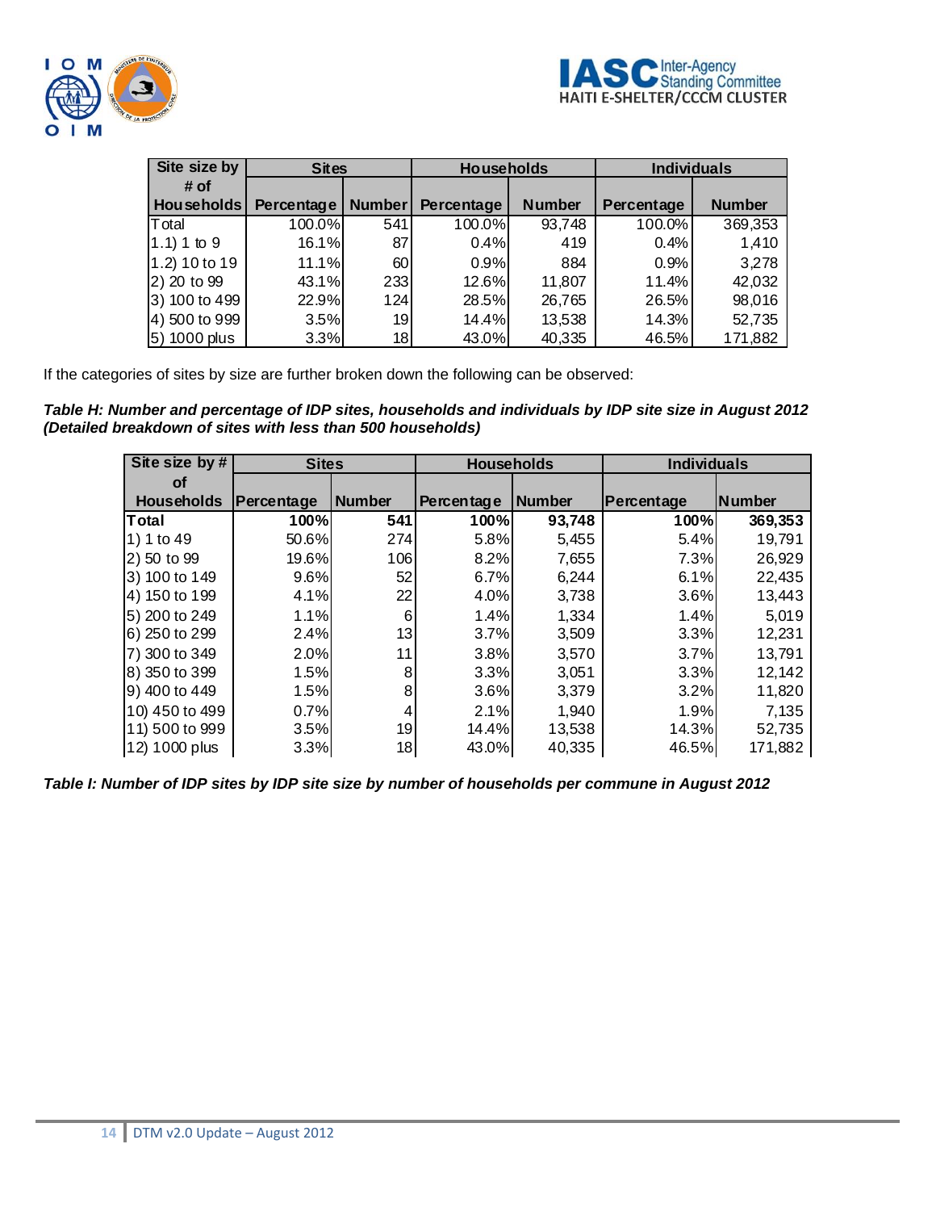| Site size by # of Households | Sites | | Households | | Individuals | |
|---|---|---|---|---|---|---|
| | Percentage | Number | Percentage | Number | Percentage | Number |
| Total | 100.0% | 541 | 100.0% | 93,748 | 100.0% | 369,353 |
| 1.1) 1 to 9 | 16.1% | 87 | 0.4% | 419 | 0.4% | 1,410 |
| 1.2) 10 to 19 | 11.1% | 60 | 0.9% | 884 | 0.9% | 3,278 |
| 2) 20 to 99 | 43.1% | 233 | 12.6% | 11,807 | 11.4% | 42,032 |
| 3) 100 to 499 | 22.9% | 124 | 28.5% | 26,765 | 26.5% | 98,016 |
| 4) 500 to 999 | 3.5% | 19 | 14.4% | 13,538 | 14.3% | 52,735 |
| 5) 1000 plus | 3.3% | 18 | 43.0% | 40,335 | 46.5% | 171,882 |

If the categories of sites by size are further broken down the following can be observed:

***Table H: Number and percentage of IDP sites, households and individuals by IDP site size in August 2012 (Detailed breakdown of sites with less than 500 households)***

| Site size by # of Households | Sites | | Households | | Individuals | |
|---|---|---|---|---|---|---|
| | Percentage | Number | Percentage | Number | Percentage | Number |
| **Total** | **100%** | **541** | **100%** | **93,748** | **100%** | **369,353** |
| 1) 1 to 49 | 50.6% | 274 | 5.8% | 5,455 | 5.4% | 19,791 |
| 2) 50 to 99 | 19.6% | 106 | 8.2% | 7,655 | 7.3% | 26,929 |
| 3) 100 to 149 | 9.6% | 52 | 6.7% | 6,244 | 6.1% | 22,435 |
| 4) 150 to 199 | 4.1% | 22 | 4.0% | 3,738 | 3.6% | 13,443 |
| 5) 200 to 249 | 1.1% | 6 | 1.4% | 1,334 | 1.4% | 5,019 |
| 6) 250 to 299 | 2.4% | 13 | 3.7% | 3,509 | 3.3% | 12,231 |
| 7) 300 to 349 | 2.0% | 11 | 3.8% | 3,570 | 3.7% | 13,791 |
| 8) 350 to 399 | 1.5% | 8 | 3.3% | 3,051 | 3.3% | 12,142 |
| 9) 400 to 449 | 1.5% | 8 | 3.6% | 3,379 | 3.2% | 11,820 |
| 10) 450 to 499 | 0.7% | 4 | 2.1% | 1,940 | 1.9% | 7,135 |
| 11) 500 to 999 | 3.5% | 19 | 14.4% | 13,538 | 14.3% | 52,735 |
| 12) 1000 plus | 3.3% | 18 | 43.0% | 40,335 | 46.5% | 171,882 |

***Table I: Number of IDP sites by IDP site size by number of households per commune in August 2012***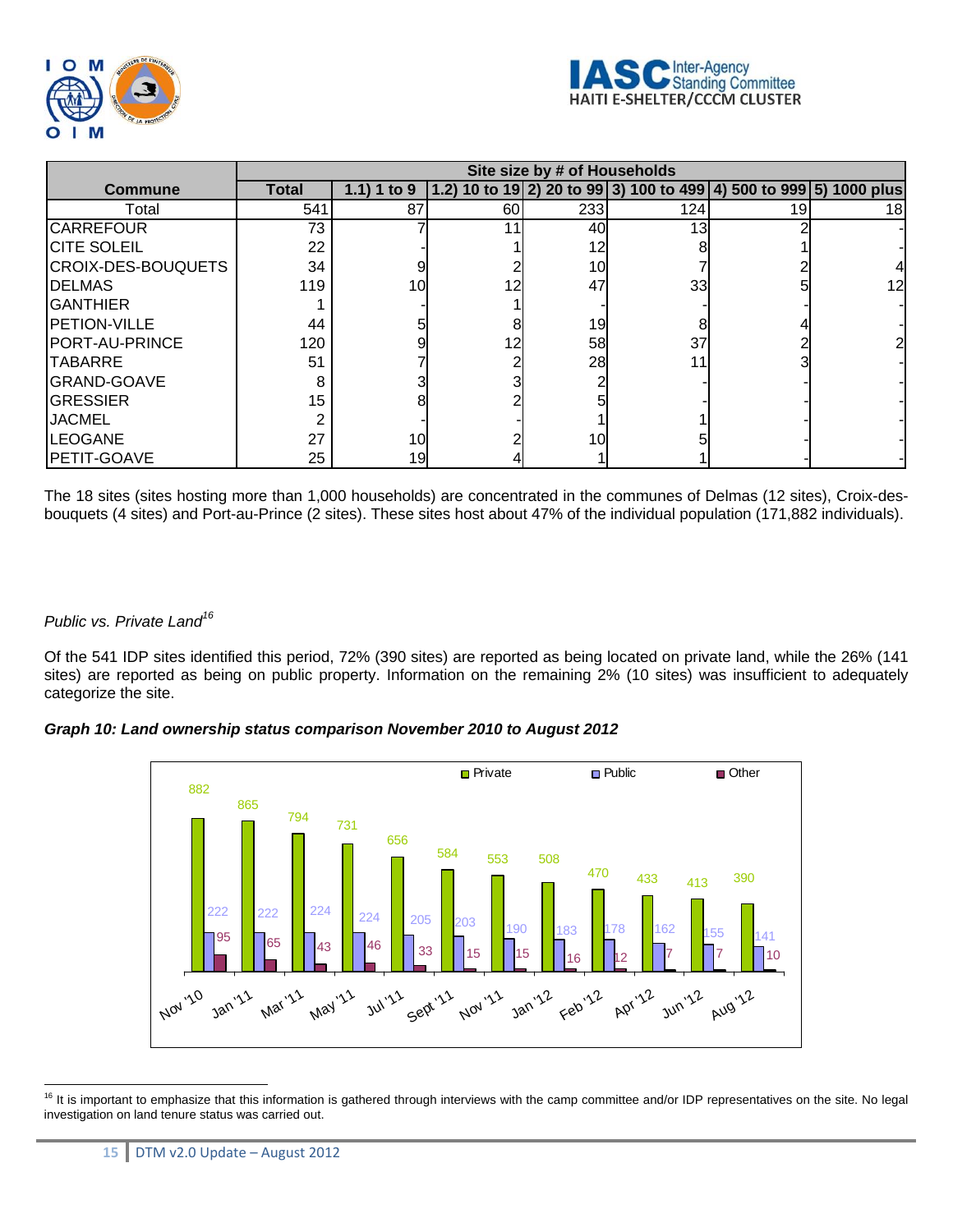| Commune | Total | Site size by # of Households | | | | | |
|---|---|---|---|---|---|---|---|
| | | 1.1) 1 to 9 | 1.2) 10 to 19 | 2) 20 to 99 | 3) 100 to 499 | 4) 500 to 999 | 5) 1000 plus |
| Total | 541 | 87 | 60 | 233 | 124 | 19 | 18 |
| CARREFOUR | 73 | 7 | 11 | 40 | 13 | 2 | - |
| CITE SOLEIL | 22 | - | 1 | 12 | 8 | 1 | - |
| CROIX-DES-BOUQUETS | 34 | 9 | 2 | 10 | 7 | 2 | 4 |
| DELMAS | 119 | 10 | 12 | 47 | 33 | 5 | 12 |
| GANTHIER | 1 | - | 1 | - | - | - | - |
| PETION-VILLE | 44 | 5 | 8 | 19 | 8 | 4 | - |
| PORT-AU-PRINCE | 120 | 9 | 12 | 58 | 37 | 2 | 2 |
| TABARRE | 51 | 7 | 2 | 28 | 11 | 3 | - |
| GRAND-GOAVE | 8 | 3 | 3 | 2 | - | - | - |
| GRESSIER | 15 | 8 | 2 | 5 | - | - | - |
| JACMEL | 2 | - | - | 1 | 1 | - | - |
| LEOGANE | 27 | 10 | 2 | 10 | 5 | - | - |
| PETIT-GOAVE | 25 | 19 | 4 | 1 | 1 | - | - |

The 18 sites (sites hosting more than 1,000 households) are concentrated in the communes of Delmas (12 sites), Croix-des-bouquets (4 sites) and Port-au-Prince (2 sites). These sites host about 47% of the individual population (171,882 individuals).

*Public vs. Private Land*[16]

Of the 541 IDP sites identified this period, 72% (390 sites) are reported as being located on private land, while the 26% (141 sites) are reported as being on public property. Information on the remaining 2% (10 sites) was insufficient to adequately categorize the site.

***Graph 10: Land ownership status comparison November 2010 to August 2012***

| | Nov '10 | Jan '11 | Mar '11 | May '11 | Jul '11 | Sept '11 | Nov '11 | Jan '12 | Feb '12 | Apr '12 | Jun '12 | Aug '12 |
|---|---|---|---|---|---|---|---|---|---|---|---|---|
| Private | 882 | 865 | 794 | 731 | 656 | 584 | 553 | 508 | 470 | 433 | 413 | 390 |
| Public | 222 | 222 | 224 | 224 | 205 | 203 | 190 | 183 | 178 | 162 | 155 | 141 |
| Other | 95 | 65 | 43 | 46 | 33 | 15 | 15 | 16 | 12 | 7 | 7 | 10 |

[16] It is important to emphasize that this information is gathered through interviews with the camp committee and/or IDP representatives on the site. No legal investigation on land tenure status was carried out.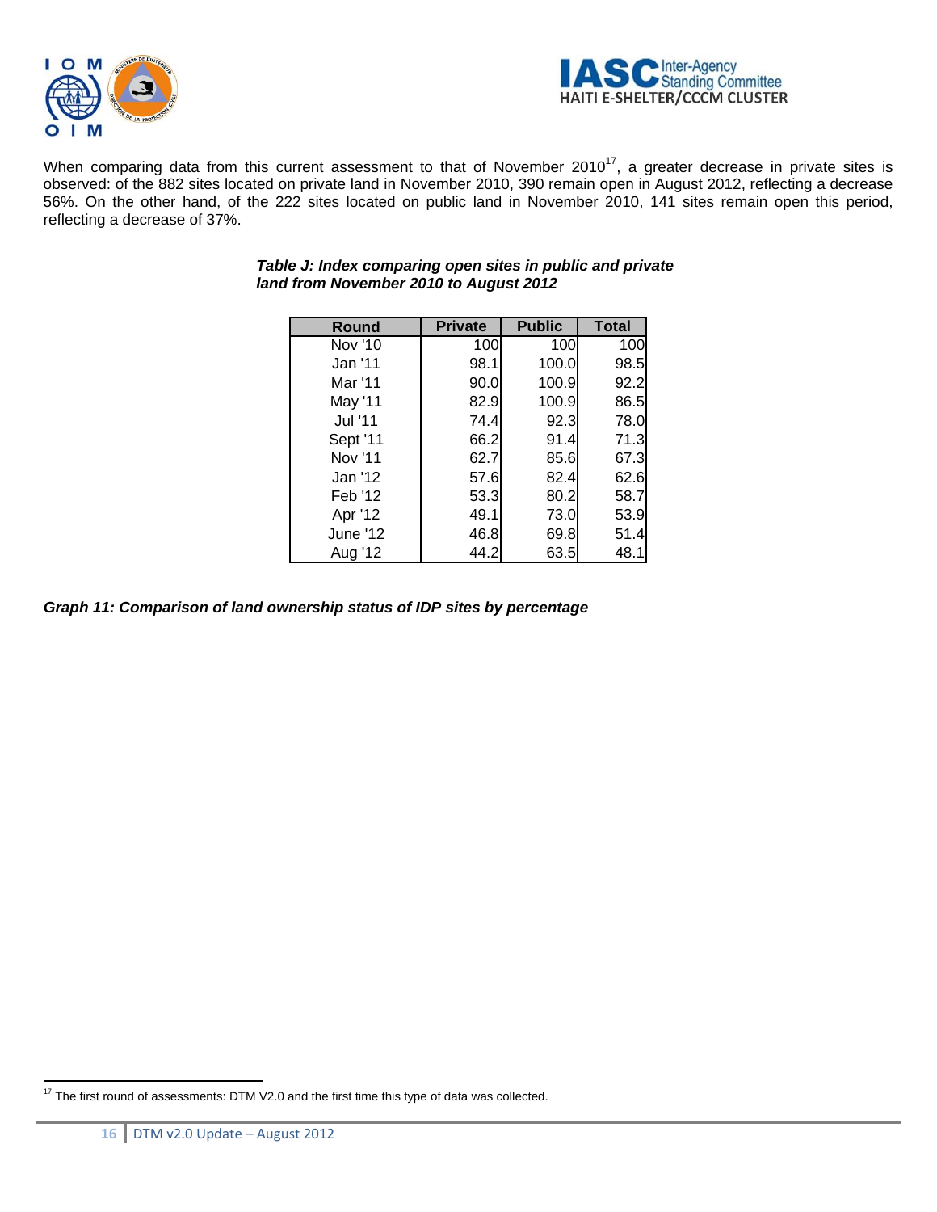When comparing data from this current assessment to that of November 2010[17], a greater decrease in private sites is observed: of the 882 sites located on private land in November 2010, 390 remain open in August 2012, reflecting a decrease 56%. On the other hand, of the 222 sites located on public land in November 2010, 141 sites remain open this period, reflecting a decrease of 37%.

***Table J: Index comparing open sites in public and private land from November 2010 to August 2012***

| Round | Private | Public | Total |
|---|---|---|---|
| Nov '10 | 100 | 100 | 100 |
| Jan '11 | 98.1 | 100.0 | 98.5 |
| Mar '11 | 90.0 | 100.9 | 92.2 |
| May '11 | 82.9 | 100.9 | 86.5 |
| Jul '11 | 74.4 | 92.3 | 78.0 |
| Sept '11 | 66.2 | 91.4 | 71.3 |
| Nov '11 | 62.7 | 85.6 | 67.3 |
| Jan '12 | 57.6 | 82.4 | 62.6 |
| Feb '12 | 53.3 | 80.2 | 58.7 |
| Apr '12 | 49.1 | 73.0 | 53.9 |
| June '12 | 46.8 | 69.8 | 51.4 |
| Aug '12 | 44.2 | 63.5 | 48.1 |

***Graph 11: Comparison of land ownership status of IDP sites by percentage***

[17] The first round of assessments: DTM V2.0 and the first time this type of data was collected.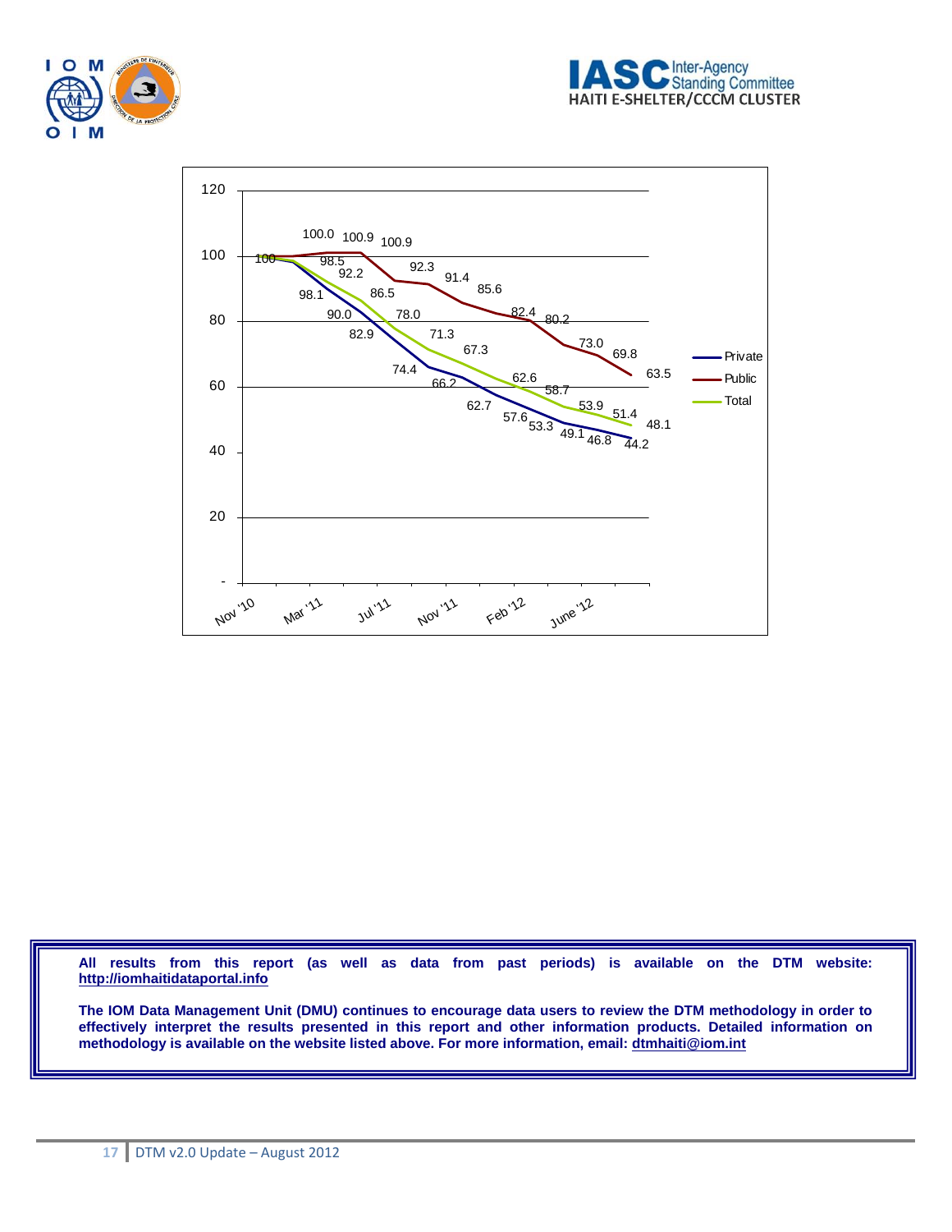120
100
80
60
40
20
-

Nov '10
Mar '11
Jul '11
Nov '11
Feb '12
June '12

100
100.0
100.9
100.9
98.5
92.2
98.1
92.3
91.4
86.5
85.6
90.0
78.0
82.4
80.2
82.9
71.3
73.0
69.8
67.3
74.4
63.5
66.2
62.6
58.7
62.7
53.9
57.6
51.4
53.3
48.1
49.1
46.8
44.2

Private
Public
Total

**All results from this report (as well as data from past periods) is available on the DTM website: http://iomhaitidataportal.info**

**The IOM Data Management Unit (DMU) continues to encourage data users to review the DTM methodology in order to effectively interpret the results presented in this report and other information products. Detailed information on methodology is available on the website listed above. For more information, email: dtmhaiti@iom.int**